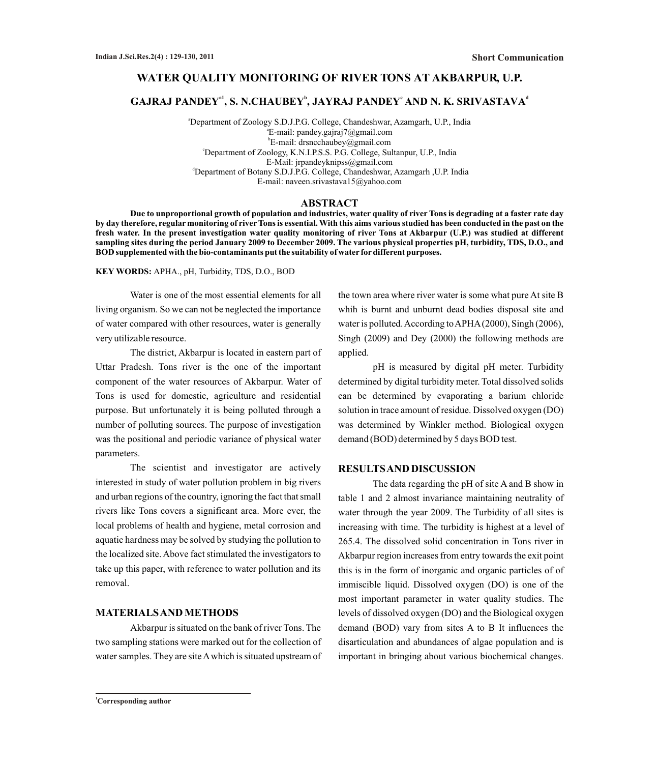Short Communication

# WATER QUALITY MONITORING OF RIVER TONS AT AKBARPUR, U.P.

**GAJRAJ PANDEY[a1], S. N.CHAUBEY[b], JAYRAJ PANDEY[c] AND N. K. SRIVASTAVA[d]**

[a]Department of Zoology S.D.J.P.G. College, Chandeshwar, Azamgarh, U.P., India
[a]E-mail: pandey.gajraj7@gmail.com
[b]E-mail: drsncchaubey@gmail.com
[c]Department of Zoology, K.N.I.P.S.S. P.G. College, Sultanpur, U.P., India
E-Mail: jrpandeyknipss@gmail.com
[d]Department of Botany S.D.J.P.G. College, Chandeshwar, Azamgarh ,U.P. India
E-mail: naveen.srivastava15@yahoo.com

## ABSTRACT

**Due to unproportional growth of population and industries, water quality of river Tons is degrading at a faster rate day by day therefore, regular monitoring of river Tons is essential. With this aims various studied has been conducted in the past on the fresh water. In the present investigation water quality monitoring of river Tons at Akbarpur (U.P.) was studied at different sampling sites during the period January 2009 to December 2009. The various physical properties pH, turbidity, TDS, D.O., and BOD supplemented with the bio-contaminants put the suitability of water for different purposes.**

**KEY WORDS:** APHA., pH, Turbidity, TDS, D.O., BOD

Water is one of the most essential elements for all living organism. So we can not be neglected the importance of water compared with other resources, water is generally very utilizable resource.

The district, Akbarpur is located in eastern part of Uttar Pradesh. Tons river is the one of the important component of the water resources of Akbarpur. Water of Tons is used for domestic, agriculture and residential purpose. But unfortunately it is being polluted through a number of polluting sources. The purpose of investigation was the positional and periodic variance of physical water parameters.

The scientist and investigator are actively interested in study of water pollution problem in big rivers and urban regions of the country, ignoring the fact that small rivers like Tons covers a significant area. More ever, the local problems of health and hygiene, metal corrosion and aquatic hardness may be solved by studying the pollution to the localized site. Above fact stimulated the investigators to take up this paper, with reference to water pollution and its removal.

## MATERIALS AND METHODS

Akbarpur is situated on the bank of river Tons. The two sampling stations were marked out for the collection of water samples. They are site A which is situated upstream of the town area where river water is some what pure At site B whih is burnt and unburnt dead bodies disposal site and water is polluted. According to APHA (2000), Singh (2006), Singh (2009) and Dey (2000) the following methods are applied.

pH is measured by digital pH meter. Turbidity determined by digital turbidity meter. Total dissolved solids can be determined by evaporating a barium chloride solution in trace amount of residue. Dissolved oxygen (DO) was determined by Winkler method. Biological oxygen demand (BOD) determined by 5 days BOD test.

## RESULTS AND DISCUSSION

The data regarding the pH of site A and B show in table 1 and 2 almost invariance maintaining neutrality of water through the year 2009. The Turbidity of all sites is increasing with time. The turbidity is highest at a level of 265.4. The dissolved solid concentration in Tons river in Akbarpur region increases from entry towards the exit point this is in the form of inorganic and organic particles of of immiscible liquid. Dissolved oxygen (DO) is one of the most important parameter in water quality studies. The levels of dissolved oxygen (DO) and the Biological oxygen demand (BOD) vary from sites A to B It influences the disarticulation and abundances of algae population and is important in bringing about various biochemical changes.

[1]Corresponding author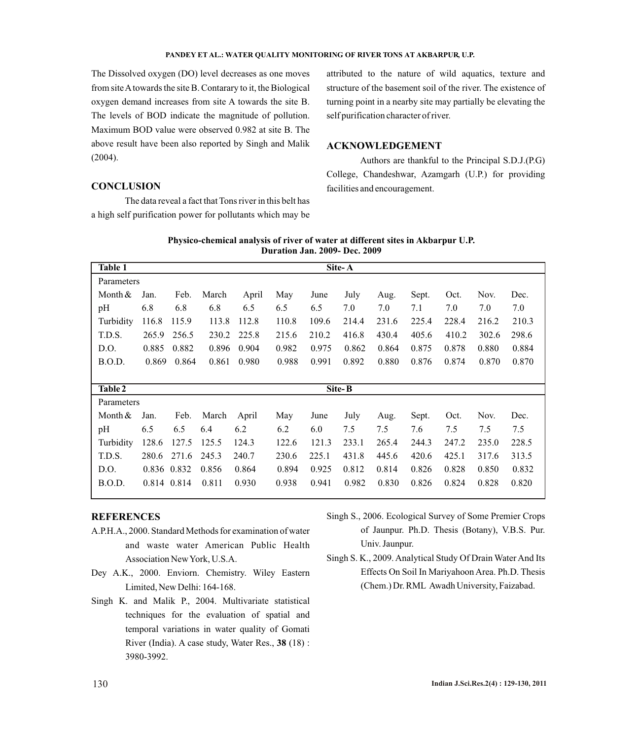The Dissolved oxygen (DO) level decreases as one moves from site A towards the site B. Contarary to it, the Biological oxygen demand increases from site A towards the site B. The levels of BOD indicate the magnitude of pollution. Maximum BOD value were observed 0.982 at site B. The above result have been also reported by Singh and Malik (2004).

## CONCLUSION

The data reveal a fact that Tons river in this belt has a high self purification power for pollutants which may be attributed to the nature of wild aquatics, texture and structure of the basement soil of the river. The existence of turning point in a nearby site may partially be elevating the self purification character of river.

## ACKNOWLEDGEMENT

Authors are thankful to the Principal S.D.J.(P.G) College, Chandeshwar, Azamgarh (U.P.) for providing facilities and encouragement.

**Physico-chemical analysis of river of water at different sites in Akbarpur U.P.**
**Duration Jan. 2009- Dec. 2009**

**Table 1** — Site- A

| Parameters Month & | Jan. | Feb. | March | April | May | June | July | Aug. | Sept. | Oct. | Nov. | Dec. |
|---|---|---|---|---|---|---|---|---|---|---|---|---|
| pH | 6.8 | 6.8 | 6.8 | 6.5 | 6.5 | 6.5 | 7.0 | 7.0 | 7.1 | 7.0 | 7.0 | 7.0 |
| Turbidity | 116.8 | 115.9 | 113.8 | 112.8 | 110.8 | 109.6 | 214.4 | 231.6 | 225.4 | 228.4 | 216.2 | 210.3 |
| T.D.S. | 265.9 | 256.5 | 230.2 | 225.8 | 215.6 | 210.2 | 416.8 | 430.4 | 405.6 | 410.2 | 302.6 | 298.6 |
| D.O. | 0.885 | 0.882 | 0.896 | 0.904 | 0.982 | 0.975 | 0.862 | 0.864 | 0.875 | 0.878 | 0.880 | 0.884 |
| B.O.D. | 0.869 | 0.864 | 0.861 | 0.980 | 0.988 | 0.991 | 0.892 | 0.880 | 0.876 | 0.874 | 0.870 | 0.870 |

**Table 2** — Site- B

| Parameters Month & | Jan. | Feb. | March | April | May | June | July | Aug. | Sept. | Oct. | Nov. | Dec. |
|---|---|---|---|---|---|---|---|---|---|---|---|---|
| pH | 6.5 | 6.5 | 6.4 | 6.2 | 6.2 | 6.0 | 7.5 | 7.5 | 7.6 | 7.5 | 7.5 | 7.5 |
| Turbidity | 128.6 | 127.5 | 125.5 | 124.3 | 122.6 | 121.3 | 233.1 | 265.4 | 244.3 | 247.2 | 235.0 | 228.5 |
| T.D.S. | 280.6 | 271.6 | 245.3 | 240.7 | 230.6 | 225.1 | 431.8 | 445.6 | 420.6 | 425.1 | 317.6 | 313.5 |
| D.O. | 0.836 | 0.832 | 0.856 | 0.864 | 0.894 | 0.925 | 0.812 | 0.814 | 0.826 | 0.828 | 0.850 | 0.832 |
| B.O.D. | 0.814 | 0.814 | 0.811 | 0.930 | 0.938 | 0.941 | 0.982 | 0.830 | 0.826 | 0.824 | 0.828 | 0.820 |

## REFERENCES

A.P.H.A., 2000. Standard Methods for examination of water and waste water American Public Health Association New York, U.S.A.

Dey A.K., 2000. Enviorn. Chemistry. Wiley Eastern Limited, New Delhi: 164-168.

Singh K. and Malik P., 2004. Multivariate statistical techniques for the evaluation of spatial and temporal variations in water quality of Gomati River (India). A case study, Water Res., **38** (18) : 3980-3992.

Singh S., 2006. Ecological Survey of Some Premier Crops of Jaunpur. Ph.D. Thesis (Botany), V.B.S. Pur. Univ. Jaunpur.

Singh S. K., 2009. Analytical Study Of Drain Water And Its Effects On Soil In Mariyahoon Area. Ph.D. Thesis (Chem.) Dr. RML Awadh University, Faizabad.